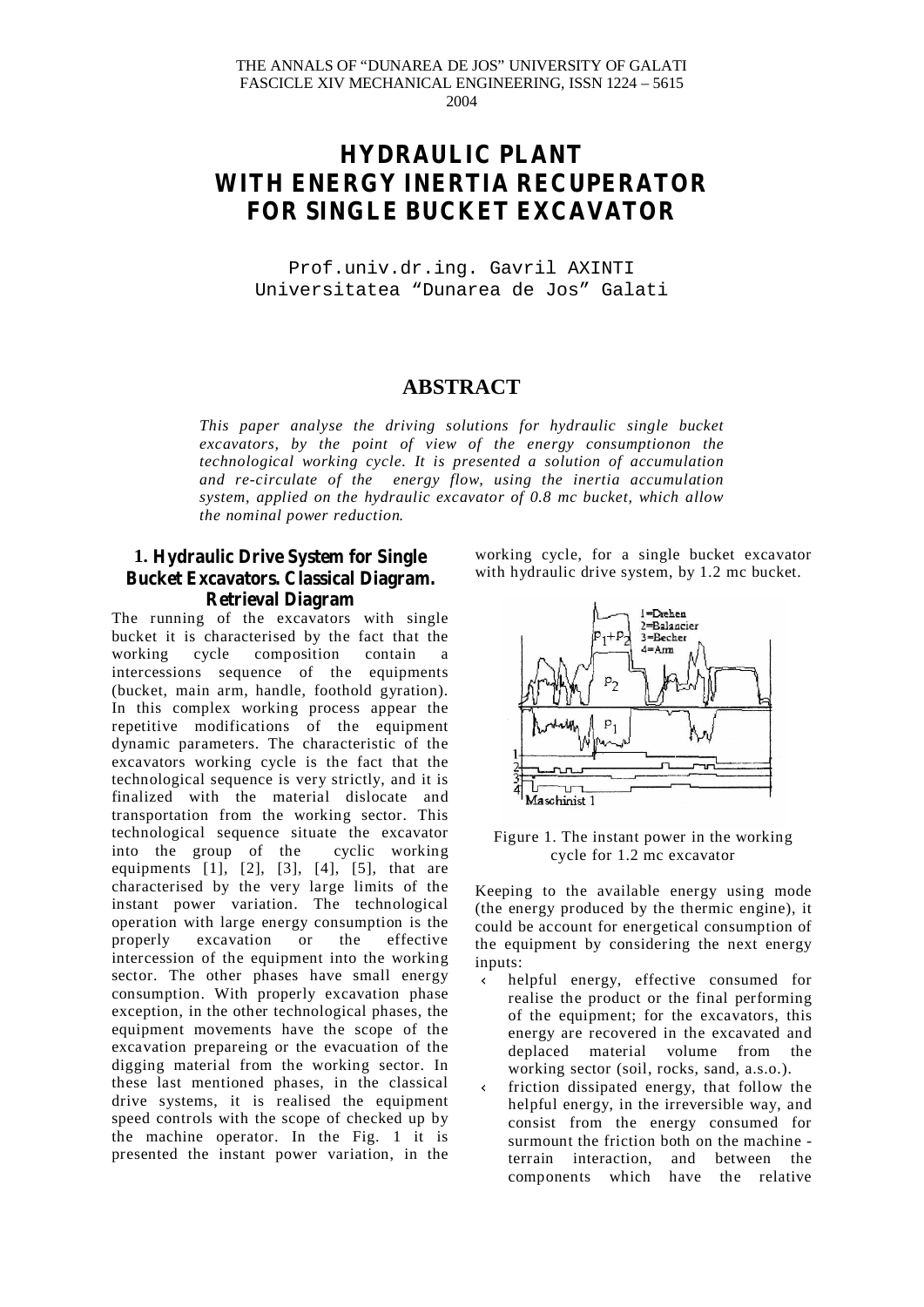# HYDRAULIC PLANT WITH ENERGY INERTIA RECUPERATOR FOR SINGLE BUCKET EXCAVATOR

Prof.univ.dr.ing. Gavril AXINTI
Universitatea "Dunarea de Jos" Galati

## ABSTRACT

*This paper analyse the driving solutions for hydraulic single bucket excavators, by the point of view of the energy consumptionon the technological working cycle. It is presented a solution of accumulation and re-circulate of the energy flow, using the inertia accumulation system, applied on the hydraulic excavator of 0.8 mc bucket, which allow the nominal power reduction.*

## 1. Hydraulic Drive System for Single Bucket Excavators. Classical Diagram. Retrieval Diagram

The running of the excavators with single bucket it is characterised by the fact that the working cycle composition contain a intercessions sequence of the equipments (bucket, main arm, handle, foothold gyration). In this complex working process appear the repetitive modifications of the equipment dynamic parameters. The characteristic of the excavators working cycle is the fact that the technological sequence is very strictly, and it is finalized with the material dislocate and transportation from the working sector. This technological sequence situate the excavator into the group of the cyclic working equipments [1], [2], [3], [4], [5], that are characterised by the very large limits of the instant power variation. The technological operation with large energy consumption is the properly excavation or the effective intercession of the equipment into the working sector. The other phases have small energy consumption. With properly excavation phase exception, in the other technological phases, the equipment movements have the scope of the excavation prepareing or the evacuation of the digging material from the working sector. In these last mentioned phases, in the classical drive systems, it is realised the equipment speed controls with the scope of checked up by the machine operator. In the Fig. 1 it is presented the instant power variation, in the working cycle, for a single bucket excavator with hydraulic drive system, by 1.2 mc bucket.

Figure 1. The instant power in the working cycle for 1.2 mc excavator

Keeping to the available energy using mode (the energy produced by the thermic engine), it could be account for energetical consumption of the equipment by considering the next energy inputs:

- helpful energy, effective consumed for realise the product or the final performing of the equipment; for the excavators, this energy are recovered in the excavated and deplaced material volume from the working sector (soil, rocks, sand, a.s.o.).
- friction dissipated energy, that follow the helpful energy, in the irreversible way, and consist from the energy consumed for surmount the friction both on the machine - terrain interaction, and between the components which have the relative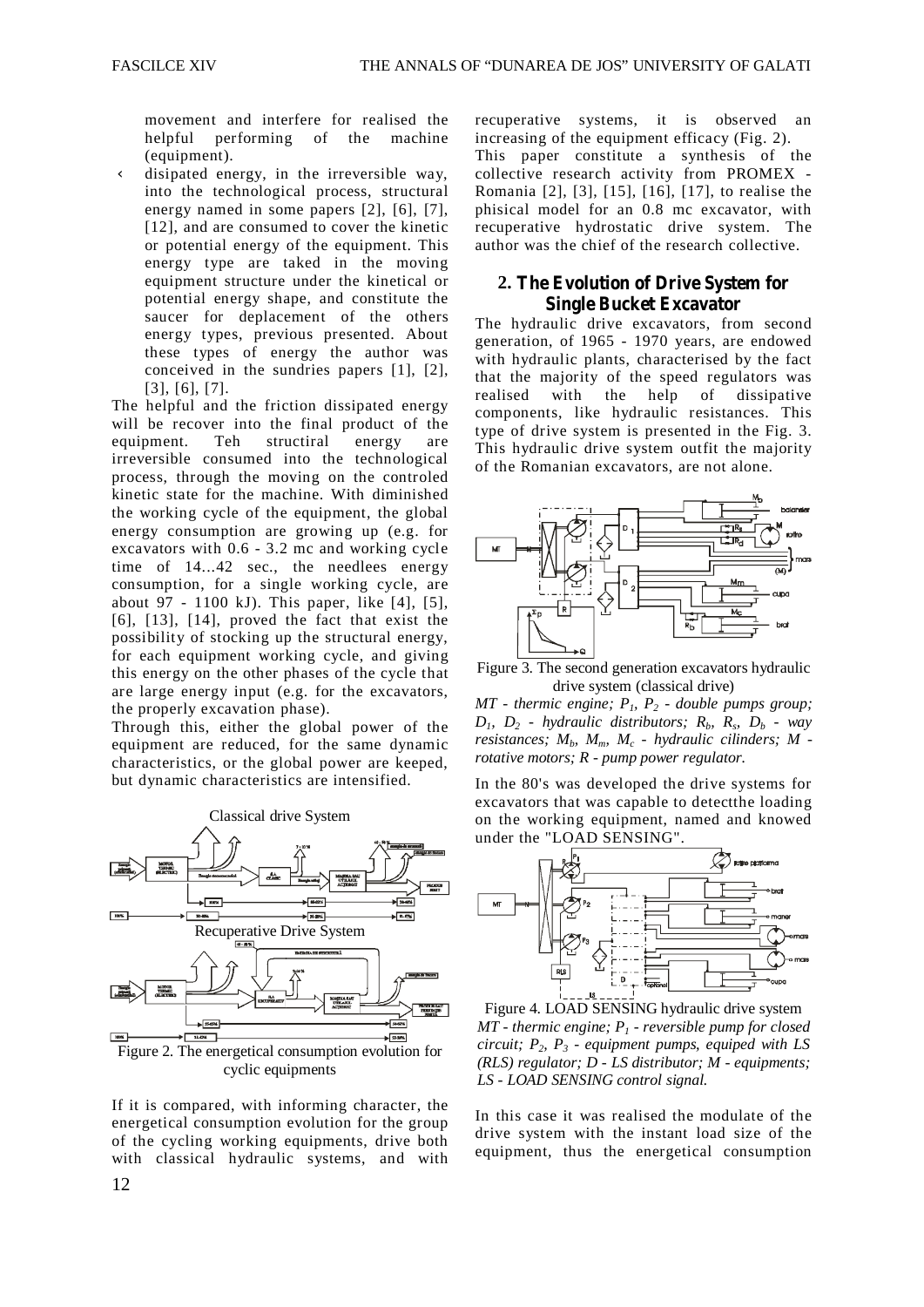movement and interfere for realised the helpful performing of the machine (equipment).

- disipated energy, in the irreversible way, into the technological process, structural energy named in some papers [2], [6], [7], [12], and are consumed to cover the kinetic or potential energy of the equipment. This energy type are taked in the moving equipment structure under the kinetical or potential energy shape, and constitute the saucer for deplacement of the others energy types, previous presented. About these types of energy the author was conceived in the sundries papers [1], [2], [3], [6], [7].

The helpful and the friction dissipated energy will be recover into the final product of the equipment. Teh structiral energy are irreversible consumed into the technological process, through the moving on the controled kinetic state for the machine. With diminished the working cycle of the equipment, the global energy consumption are growing up (e.g. for excavators with 0.6 - 3.2 mc and working cycle time of 14...42 sec., the needlees energy consumption, for a single working cycle, are about 97 - 1100 kJ). This paper, like [4], [5], [6], [13], [14], proved the fact that exist the possibility of stocking up the structural energy, for each equipment working cycle, and giving this energy on the other phases of the cycle that are large energy input (e.g. for the excavators, the properly excavation phase).

Through this, either the global power of the equipment are reduced, for the same dynamic characteristics, or the global power are keeped, but dynamic characteristics are intensified.

Classical drive System

Recuperative Drive System

Figure 2. The energetical consumption evolution for cyclic equipments

If it is compared, with informing character, the energetical consumption evolution for the group of the cycling working equipments, drive both with classical hydraulic systems, and with recuperative systems, it is observed an increasing of the equipment efficacy (Fig. 2).

This paper constitute a synthesis of the collective research activity from PROMEX - Romania [2], [3], [15], [16], [17], to realise the phisical model for an 0.8 mc excavator, with recuperative hydrostatic drive system. The author was the chief of the research collective.

## 2. The Evolution of Drive System for Single Bucket Excavator

The hydraulic drive excavators, from second generation, of 1965 - 1970 years, are endowed with hydraulic plants, characterised by the fact that the majority of the speed regulators was realised with the help of dissipative components, like hydraulic resistances. This type of drive system is presented in the Fig. 3. This hydraulic drive system outfit the majority of the Romanian excavators, are not alone.

Figure 3. The second generation excavators hydraulic drive system (classical drive)

*MT - thermic engine; $P_1$, $P_2$ - double pumps group; $D_1$, $D_2$ - hydraulic distributors; $R_b$, $R_s$, $D_b$ - way resistances; $M_b$, $M_m$, $M_c$ - hydraulic cilinders; M - rotative motors; R - pump power regulator.*

In the 80's was developed the drive systems for excavators that was capable to detectthe loading on the working equipment, named and knowed under the "LOAD SENSING".

Figure 4. LOAD SENSING hydraulic drive system

*MT - thermic engine; $P_1$ - reversible pump for closed circuit; $P_2$, $P_3$ - equipment pumps, equiped with LS (RLS) regulator; D - LS distributor; M - equipments; LS - LOAD SENSING control signal.*

In this case it was realised the modulate of the drive system with the instant load size of the equipment, thus the energetical consumption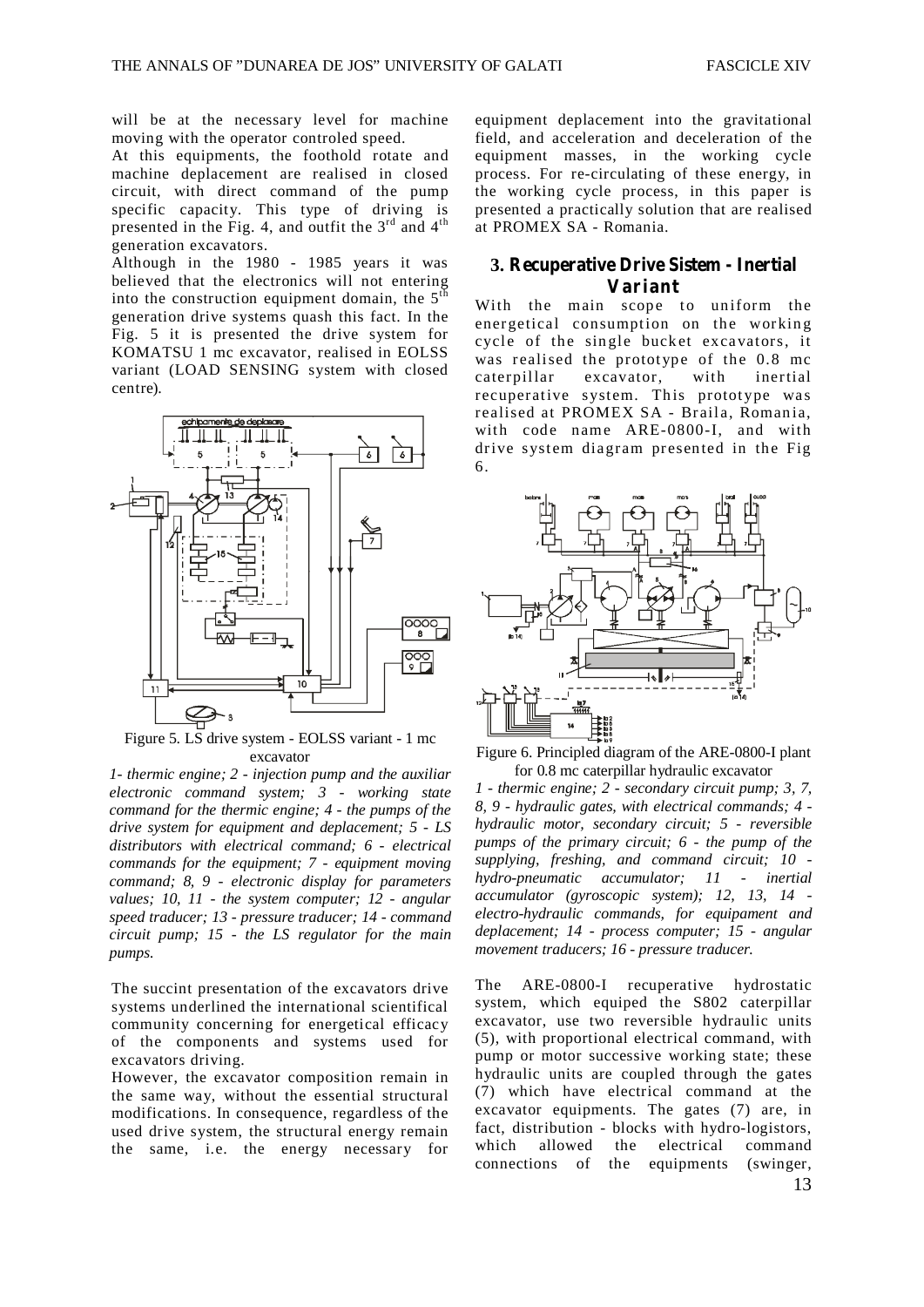will be at the necessary level for machine moving with the operator controled speed.

At this equipments, the foothold rotate and machine deplacement are realised in closed circuit, with direct command of the pump specific capacity. This type of driving is presented in the Fig. 4, and outfit the 3rd and 4th generation excavators.

Although in the 1980 - 1985 years it was believed that the electronics will not entering into the construction equipment domain, the 5th generation drive systems quash this fact. In the Fig. 5 it is presented the drive system for KOMATSU 1 mc excavator, realised in EOLSS variant (LOAD SENSING system with closed centre).

Figure 5. LS drive system - EOLSS variant - 1 mc excavator

*1- thermic engine; 2 - injection pump and the auxiliar electronic command system; 3 - working state command for the thermic engine; 4 - the pumps of the drive system for equipment and deplacement; 5 - LS distributors with electrical command; 6 - electrical commands for the equipment; 7 - equipment moving command; 8, 9 - electronic display for parameters values; 10, 11 - the system computer; 12 - angular speed traducer; 13 - pressure traducer; 14 - command circuit pump; 15 - the LS regulator for the main pumps.*

The succint presentation of the excavators drive systems underlined the international scientifical community concerning for energetical efficacy of the components and systems used for excavators driving.

However, the excavator composition remain in the same way, without the essential structural modifications. In consequence, regardless of the used drive system, the structural energy remain the same, i.e. the energy necessary for equipment deplacement into the gravitational field, and acceleration and deceleration of the equipment masses, in the working cycle process. For re-circulating of these energy, in the working cycle process, in this paper is presented a practically solution that are realised at PROMEX SA - Romania.

## 3. Recuperative Drive Sistem - Inertial Variant

With the main scope to uniform the energetical consumption on the working cycle of the single bucket excavators, it was realised the prototype of the 0.8 mc caterpillar excavator, with inertial recuperative system. This prototype was realised at PROMEX SA - Braila, Romania, with code name ARE-0800-I, and with drive system diagram presented in the Fig 6.

Figure 6. Principled diagram of the ARE-0800-I plant for 0.8 mc caterpillar hydraulic excavator

*1 - thermic engine; 2 - secondary circuit pump; 3, 7, 8, 9 - hydraulic gates, with electrical commands; 4 - hydraulic motor, secondary circuit; 5 - reversible pumps of the primary circuit; 6 - the pump of the supplying, freshing, and command circuit; 10 - hydro-pneumatic accumulator; 11 - inertial accumulator (gyroscopic system); 12, 13, 14 - electro-hydraulic commands, for equipament and deplacement; 14 - process computer; 15 - angular movement traducers; 16 - pressure traducer.*

The ARE-0800-I recuperative hydrostatic system, which equiped the S802 caterpillar excavator, use two reversible hydraulic units (5), with proportional electrical command, with pump or motor successive working state; these hydraulic units are coupled through the gates (7) which have electrical command at the excavator equipments. The gates (7) are, in fact, distribution - blocks with hydro-logistors, which allowed the electrical command connections of the equipments (swinger,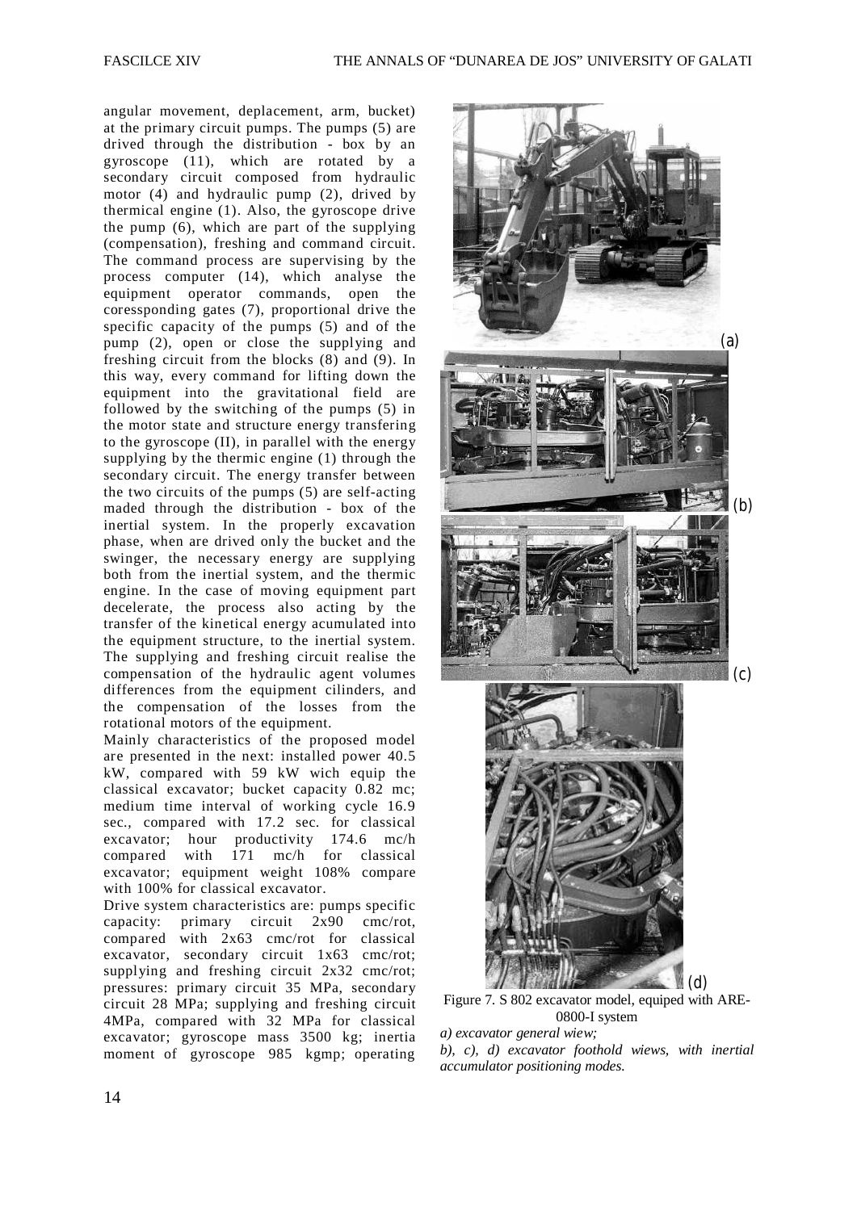angular movement, deplacement, arm, bucket) at the primary circuit pumps. The pumps (5) are drived through the distribution - box by an gyroscope (11), which are rotated by a secondary circuit composed from hydraulic motor (4) and hydraulic pump (2), drived by thermical engine (1). Also, the gyroscope drive the pump (6), which are part of the supplying (compensation), freshing and command circuit. The command process are supervising by the process computer (14), which analyse the equipment operator commands, open the coressponding gates (7), proportional drive the specific capacity of the pumps (5) and of the pump (2), open or close the supplying and freshing circuit from the blocks (8) and (9). In this way, every command for lifting down the equipment into the gravitational field are followed by the switching of the pumps (5) in the motor state and structure energy transfering to the gyroscope (II), in parallel with the energy supplying by the thermic engine (1) through the secondary circuit. The energy transfer between the two circuits of the pumps (5) are self-acting maded through the distribution - box of the inertial system. In the properly excavation phase, when are drived only the bucket and the swinger, the necessary energy are supplying both from the inertial system, and the thermic engine. In the case of moving equipment part decelerate, the process also acting by the transfer of the kinetical energy acumulated into the equipment structure, to the inertial system. The supplying and freshing circuit realise the compensation of the hydraulic agent volumes differences from the equipment cilinders, and the compensation of the losses from the rotational motors of the equipment.

Mainly characteristics of the proposed model are presented in the next: installed power 40.5 kW, compared with 59 kW wich equip the classical excavator; bucket capacity 0.82 mc; medium time interval of working cycle 16.9 sec., compared with 17.2 sec. for classical excavator; hour productivity 174.6 mc/h compared with 171 mc/h for classical excavator; equipment weight 108% compare with 100% for classical excavator.

Drive system characteristics are: pumps specific capacity: primary circuit 2x90 cmc/rot, compared with 2x63 cmc/rot for classical excavator, secondary circuit 1x63 cmc/rot; supplying and freshing circuit 2x32 cmc/rot; pressures: primary circuit 35 MPa, secondary circuit 28 MPa; supplying and freshing circuit 4MPa, compared with 32 MPa for classical excavator; gyroscope mass 3500 kg; inertia moment of gyroscope 985 kgmp; operating

(a)

(b)

(c)

(d)

Figure 7. S 802 excavator model, equiped with ARE-0800-I system

*a) excavator general wiew;*

*b), c), d) excavator foothold wiews, with inertial accumulator positioning modes.*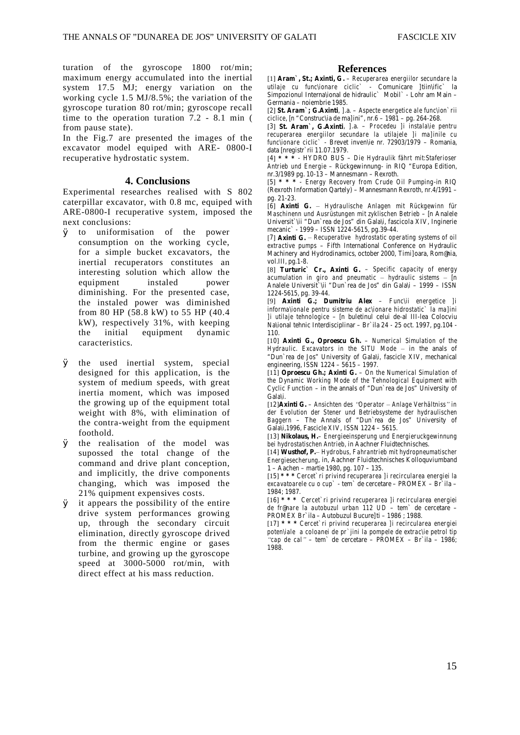turation of the gyroscope 1800 rot/min; maximum energy accumulated into the inertial system 17.5 MJ; energy variation on the working cycle 1.5 MJ/8.5%; the variation of the gyroscope turation 80 rot/min; gyroscope recall time to the operation turation 7.2 - 8.1 min ( from pause state).

In the Fig.7 are presented the images of the excavator model equiped with ARE- 0800-I recuperative hydrostatic system.

## 4. Conclusions

Experimental researches realised with S 802 caterpillar excavator, with 0.8 mc, equiped with ARE-0800-I recuperative system, imposed the next conclusions:

- to uniformisation of the power consumption on the working cycle, for a simple bucket excavators, the inertial recuperators constitutes an interesting solution which allow the equipment instaled power diminishing. For the presented case, the instaled power was diminished from 80 HP (58.8 kW) to 55 HP (40.4 kW), respectively 31%, with keeping the initial equipment dynamic caracteristics.
- the used inertial system, special designed for this application, is the system of medium speeds, with great inertia moment, which was imposed the growing up of the equipment total weight with 8%, with elimination of the contra-weight from the equipment foothold.
- the realisation of the model was supossed the total change of the command and drive plant conception, and implicitly, the drive components changing, which was imposed the 21% quipment expensives costs.
- it appears the possibility of the entire drive system performances growing up, through the secondary circuit elimination, directly gyroscope drived from the thermic engine or gases turbine, and growing up the gyroscope speed at 3000-5000 rot/min, with direct effect at his mass reduction.

## References

[1] **Aram`, St.; Axinti, G.** – Recuperarea energiilor secundare la utilaje cu func\ionare ciclic` - Comunicare ]tiin\ific` la Simpozionul Interna\ional de hidraulic` Mobil` - Lohr am Main – Germania – noiembrie 1985.

[2] **St. Aram`; G.Axinti**, ].a. – Aspecte energetice ale func\ion`rii ciclice, [n "Construc\ia de ma]ini", nr.6 – 1981 – pg. 264-268.

[3] **St. Aram`, G.Axinti**, ].a. – Procedeu ]i instala\ie pentru recuperarea energiilor secundare la utilajele ]i ma]inile cu func\ionare ciclic` - Brevet inven\ie nr. 72903/1979 – Romania, data [nregistr`rii 11.07.1979.

[4] **\* \* \*** - HYDRO BUS – Die Hydraulik fährt mit:Staferioser Antrieb und Energie – Rückgewinnung- in RIQ "Europa Edition, nr.3/1989 pg. 10-13 – Mannesmann – Rexroth.

[5] **\* \* \*** - Energy Recovery from Crude Oil Pumping-in RIQ (Rexroth Information Qartely) – Mannesmann Rexroth, nr.4/1991 – pg. 21-23.

[6] **Axinti G.** – Hydraulische Anlagen mit Rückgewinn für Maschinenn und Ausrüstungen mit zyklischen Betrieb – [n Analele Universit`\ii "Dun`rea de Jos" din Gala\i, fascicola XIV, Inginerie mecanic` - 1999 – ISSN 1224-5615, pg.39-44.

[7] **Axinti G.** – Recuperative hydrostatic operating systems of oil extractive pumps – Fifth International Conference on Hydraulic Machinery and Hydrodinamics, october 2000, Timi]oara, Rom@nia, vol.III, pg.1-8.

[8] **Turturic` Cr., Axinti G.** – Specific capacity of energy acumulation in giro and pneumatic – hydraulic sistems – [n Analele Universit`\ii "Dun`rea de Jos" din Gala\i – 1999 – ISSN 1224-5615, pg. 39-44.

[9] **Axinti G.; Dumitriu Alex** – Func\ii energetice ]i informa\ionale pentru sisteme de ac\ionare hidrostatic` la ma]ini ]i utilaje tehnologice – [n buletinul celui de-al III-lea Colocviu Na\ional tehnic Interdisciplinar – Br`ila 24 - 25 oct. 1997, pg.104 - 110.

[10] **Axinti G., Oproescu Gh.** – Numerical Simulation of the Hydraulic. Excavators in the SITU Mode – in the anals of "Dun`rea de Jos" University of Gala\i, fascicle XIV, mechanical engineering, ISSN 1224 – 5615 – 1997.

[11] **Oproescu Gh.; Axinti G.** – On the Numerical Simulation of the Dynamic Working Mode of the Tehnological Equipment with Cyclic Function – in the annals of "Dun`rea de Jos" University of Gala\i.

[12]**Axinti G.** – Ansichten des "Operator – Anlage Verhältniss" in der Evolution der Stener und Betriebsysteme der hydraulischen Baggern – The Annals of "Dun`rea de Jos" University of Gala\i,1996, Fascicle XIV, ISSN 1224 – 5615.

[13] **Nikolaus, H.**– Energieeinsperung und Energieruckgewinnung bei hydrostatischen Antrieb, in Aachner Fluidtechnisches.

[14] **Wusthof, P.**– Hydrobus, Fahrantrieb mit hydropneumatischer Energiesecherung, in, Aachner Fluidtechnisches Kolloquviumband 1 – Aachen – martie 1980, pg. 107 – 135.

[15] **\* \* \*** Cercet`ri privind recuperarea ]i recircularea energiei la excavatoarele cu o cup` - tem` de cercetare – PROMEX – Br`ila – 1984; 1987.

[16] **\* \* \*** Cercet`ri privind recuperarea ]i recircularea energiei de fr@nare la autobuzul urban 112 UD – tem` de cercetare – PROMEX Br`ila – Autobuzul Bucure]ti – 1986 ; 1988.

[17] **\* \* \*** Cercet`ri privind recuperarea ]i recircularea energiei poten\iale a coloanei de pr`jini la pompele de extrac\ie petrol tip "cap de cal" – tem` de cercetare – PROMEX – Br`ila – 1986; 1988.